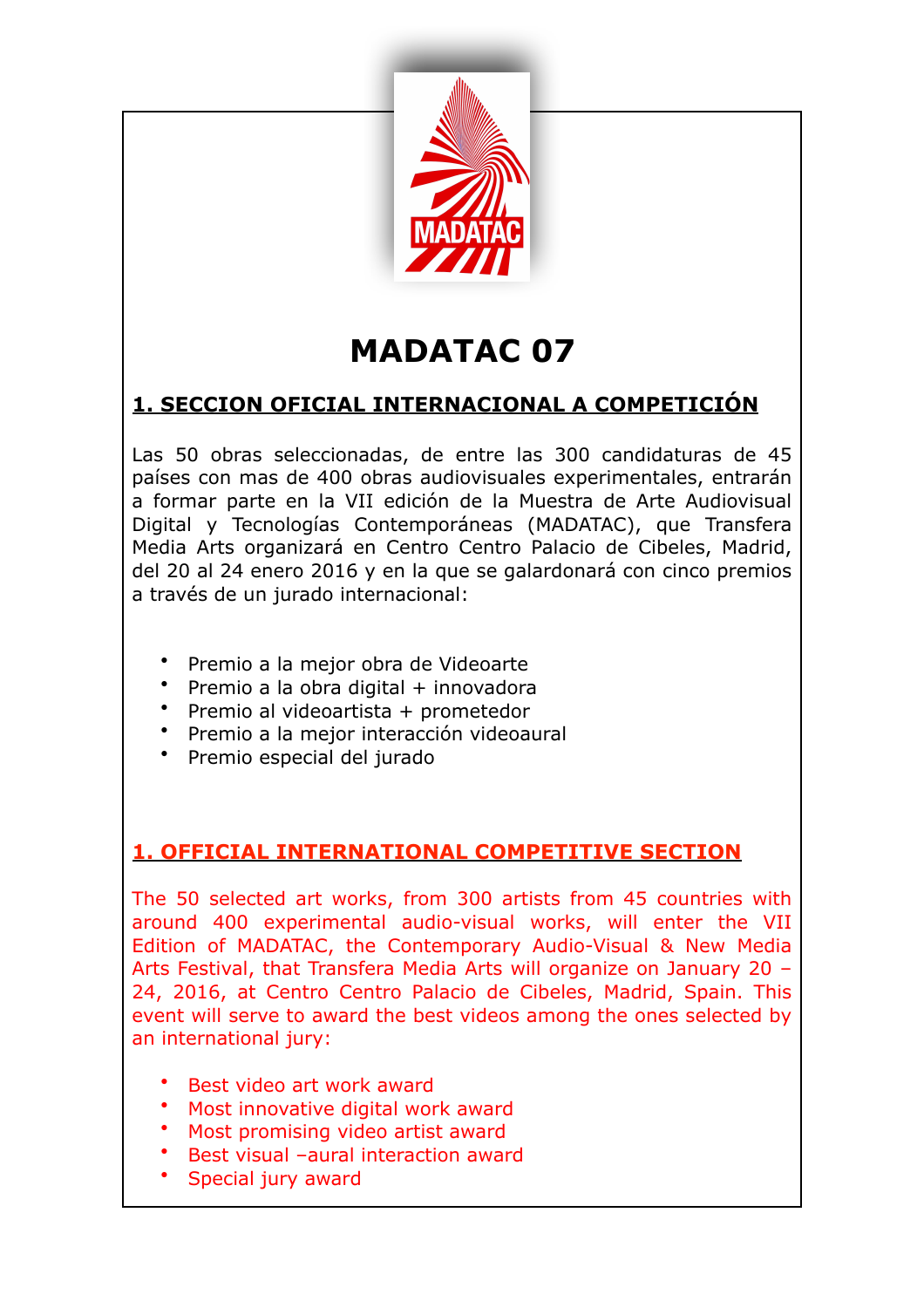# MADATAC 07

## 1. SECCION OFICIAL INTERNACIONAL A COMPETICIÓN

Las 50 obras seleccionadas, de entre las 300 candidaturas de 45 países con mas de 400 obras audiovisuales experimentales, entrarán a formar parte en la VII edición de la Muestra de Arte Audiovisual Digital y Tecnologías Contemporáneas (MADATAC), que Transfera Media Arts organizará en Centro Centro Palacio de Cibeles, Madrid, del 20 al 24 enero 2016 y en la que se galardonará con cinco premios a través de un jurado internacional:

- Premio a la mejor obra de Videoarte
- Premio a la obra digital + innovadora
- Premio al videoartista + prometedor
- Premio a la mejor interacción videoaural
- Premio especial del jurado

## 1. OFFICIAL INTERNATIONAL COMPETITIVE SECTION

The 50 selected art works, from 300 artists from 45 countries with around 400 experimental audio-visual works, will enter the VII Edition of MADATAC, the Contemporary Audio-Visual & New Media Arts Festival, that Transfera Media Arts will organize on January 20 – 24, 2016, at Centro Centro Palacio de Cibeles, Madrid, Spain. This event will serve to award the best videos among the ones selected by an international jury:

- Best video art work award
- Most innovative digital work award
- Most promising video artist award
- Best visual –aural interaction award
- Special jury award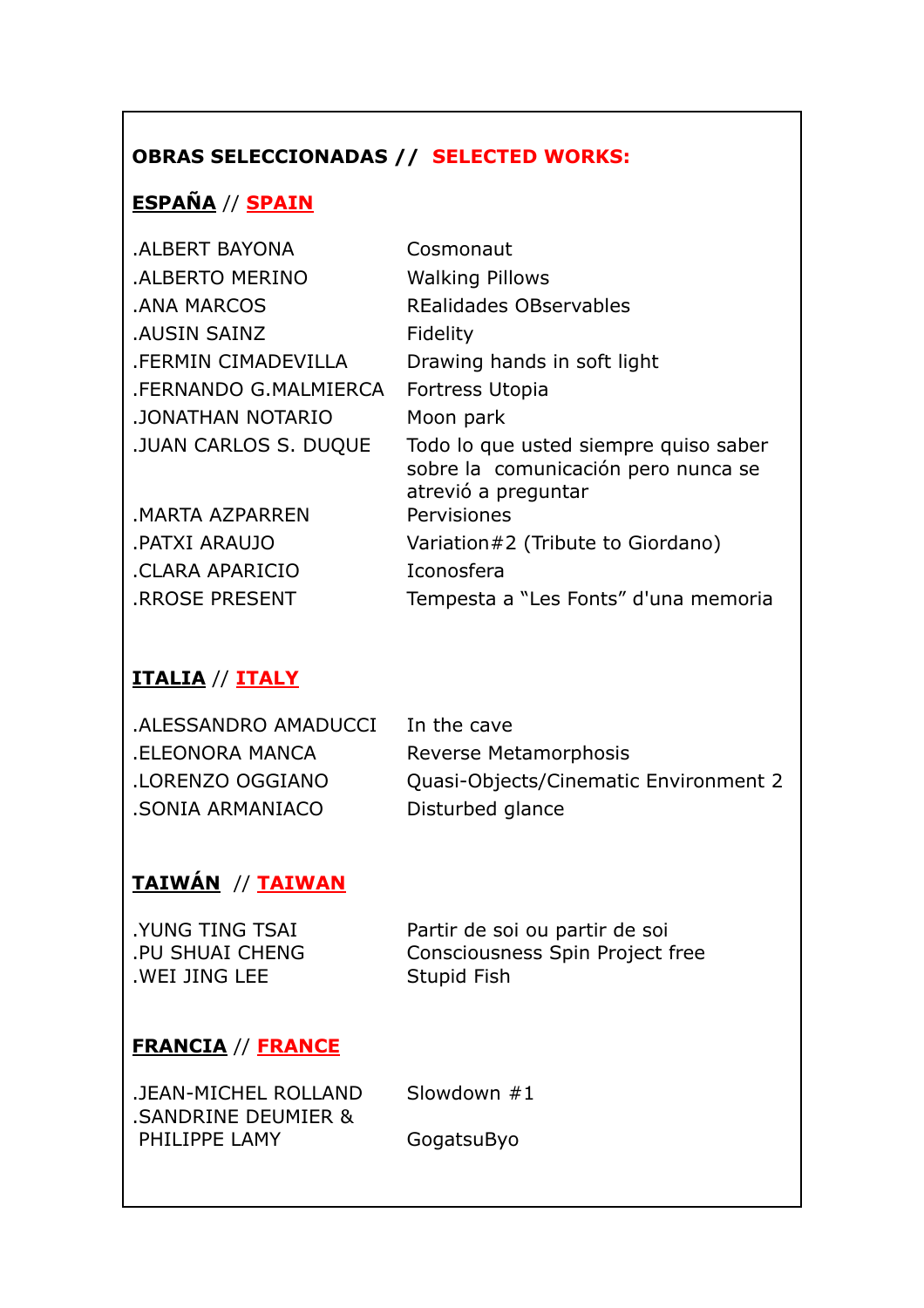**OBRAS SELECCIONADAS // SELECTED WORKS:**

**ESPAÑA // SPAIN**

| | |
|---|---|
| .ALBERT BAYONA | Cosmonaut |
| .ALBERTO MERINO | Walking Pillows |
| .ANA MARCOS | REalidades OBservables |
| .AUSIN SAINZ | Fidelity |
| .FERMIN CIMADEVILLA | Drawing hands in soft light |
| .FERNANDO G.MALMIERCA | Fortress Utopia |
| .JONATHAN NOTARIO | Moon park |
| .JUAN CARLOS S. DUQUE | Todo lo que usted siempre quiso saber sobre la comunicación pero nunca se atrevió a preguntar |
| .MARTA AZPARREN | Pervisiones |
| .PATXI ARAUJO | Variation#2 (Tribute to Giordano) |
| .CLARA APARICIO | Iconosfera |
| .RROSE PRESENT | Tempesta a "Les Fonts" d'una memoria |

**ITALIA // ITALY**

| | |
|---|---|
| .ALESSANDRO AMADUCCI | In the cave |
| .ELEONORA MANCA | Reverse Metamorphosis |
| .LORENZO OGGIANO | Quasi-Objects/Cinematic Environment 2 |
| .SONIA ARMANIACO | Disturbed glance |

**TAIWÁN // TAIWAN**

| | |
|---|---|
| .YUNG TING TSAI | Partir de soi ou partir de soi |
| .PU SHUAI CHENG | Consciousness Spin Project free |
| .WEI JING LEE | Stupid Fish |

**FRANCIA // FRANCE**

| | |
|---|---|
| .JEAN-MICHEL ROLLAND | Slowdown #1 |
| .SANDRINE DEUMIER & PHILIPPE LAMY | GogatsuByo |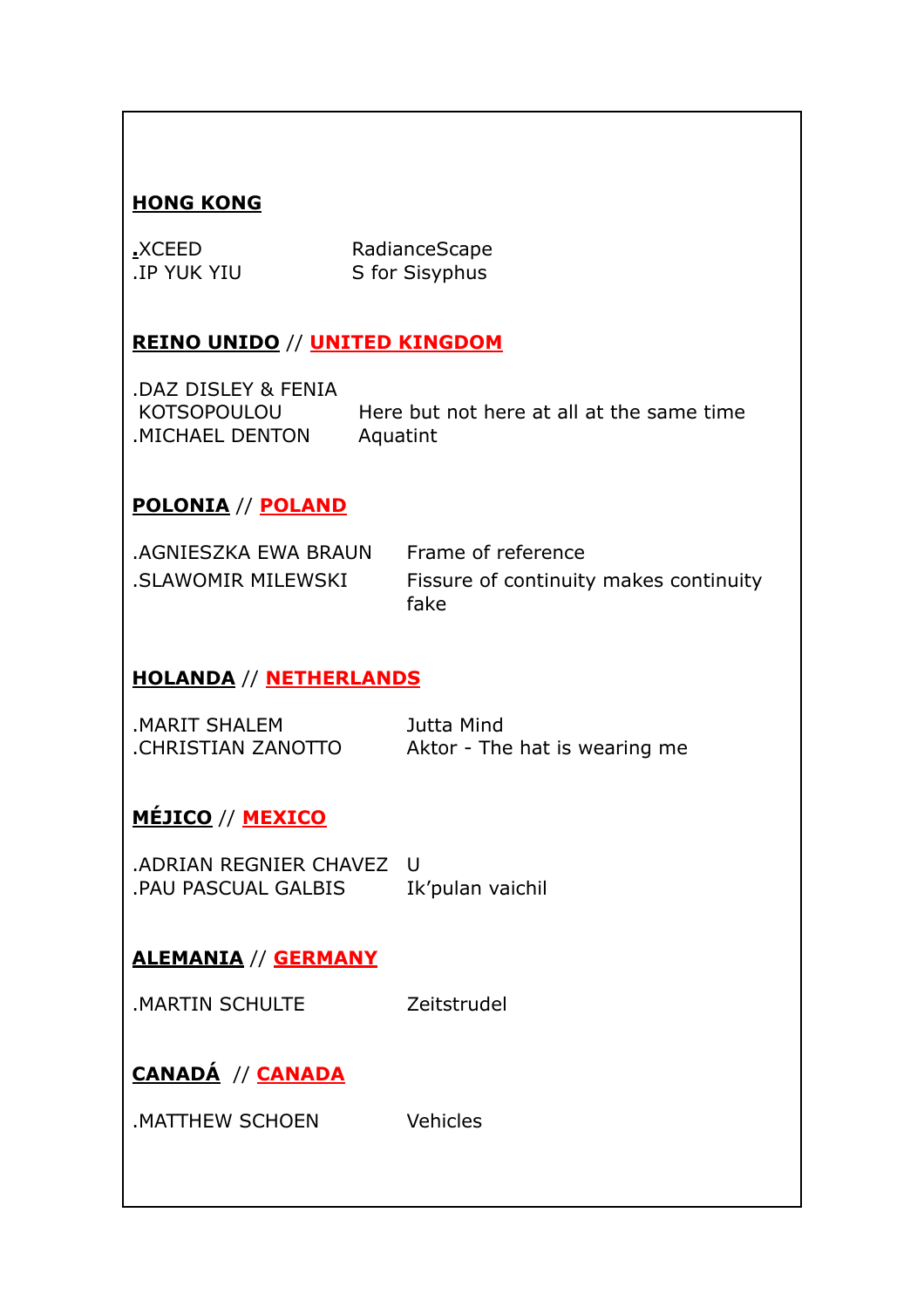## HONG KONG

| | |
|---|---|
| .XCEED | RadianceScape |
| .IP YUK YIU | S for Sisyphus |

## REINO UNIDO // UNITED KINGDOM

| | |
|---|---|
| .DAZ DISLEY & FENIA KOTSOPOULOU | Here but not here at all at the same time |
| .MICHAEL DENTON | Aquatint |

## POLONIA // POLAND

| | |
|---|---|
| .AGNIESZKA EWA BRAUN | Frame of reference |
| .SLAWOMIR MILEWSKI | Fissure of continuity makes continuity fake |

## HOLANDA // NETHERLANDS

| | |
|---|---|
| .MARIT SHALEM | Jutta Mind |
| .CHRISTIAN ZANOTTO | Aktor - The hat is wearing me |

## MÉJICO // MEXICO

| | |
|---|---|
| .ADRIAN REGNIER CHAVEZ | U |
| .PAU PASCUAL GALBIS | Ik'pulan vaichil |

## ALEMANIA // GERMANY

| | |
|---|---|
| .MARTIN SCHULTE | Zeitstrudel |

## CANADÁ // CANADA

| | |
|---|---|
| .MATTHEW SCHOEN | Vehicles |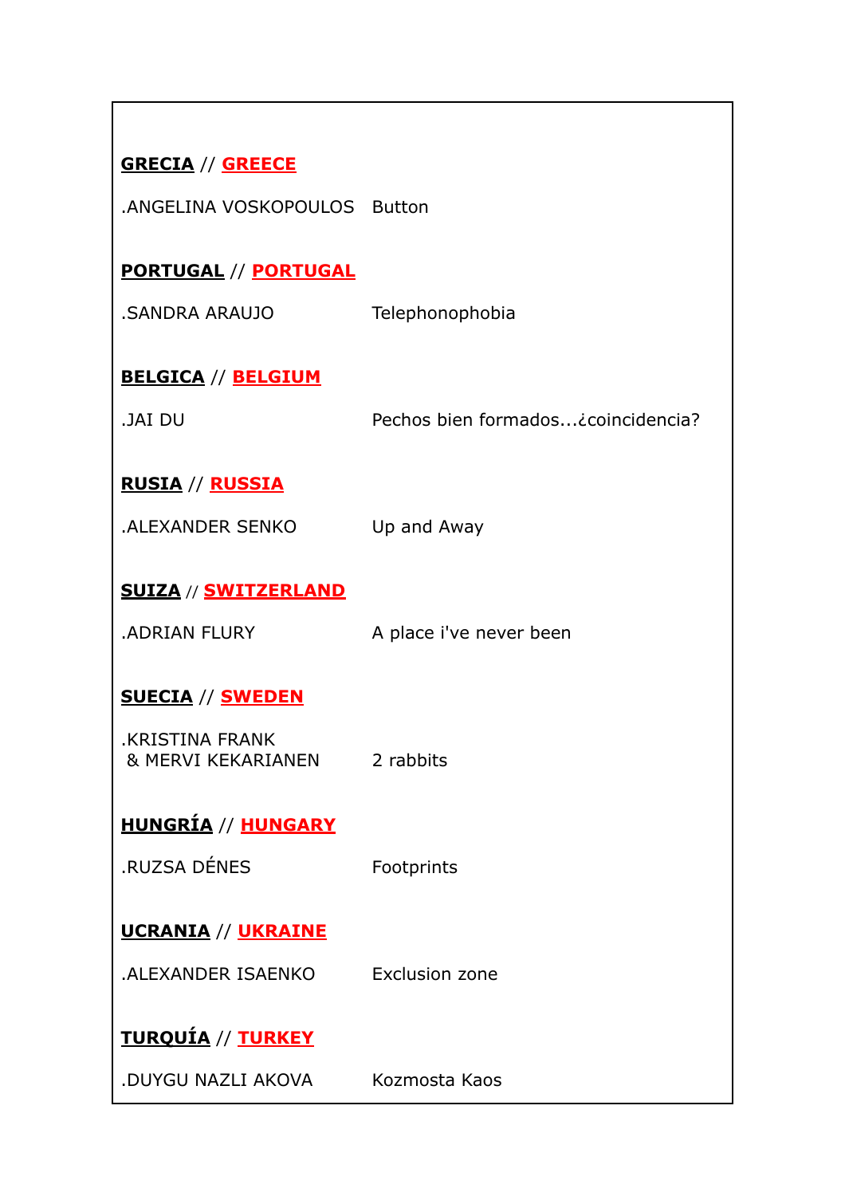**GRECIA** // **GREECE**

.ANGELINA VOSKOPOULOS Button

**PORTUGAL** // **PORTUGAL**

.SANDRA ARAUJO Telephonophobia

**BELGICA** // **BELGIUM**

.JAI DU Pechos bien formados...¿coincidencia?

**RUSIA** // **RUSSIA**

.ALEXANDER SENKO Up and Away

**SUIZA** // **SWITZERLAND**

.ADRIAN FLURY A place i've never been

**SUECIA** // **SWEDEN**

.KRISTINA FRANK
& MERVI KEKARIANEN 2 rabbits

**HUNGRÍA** // **HUNGARY**

.RUZSA DÉNES Footprints

**UCRANIA** // **UKRAINE**

.ALEXANDER ISAENKO Exclusion zone

**TURQUÍA** // **TURKEY**

.DUYGU NAZLI AKOVA Kozmosta Kaos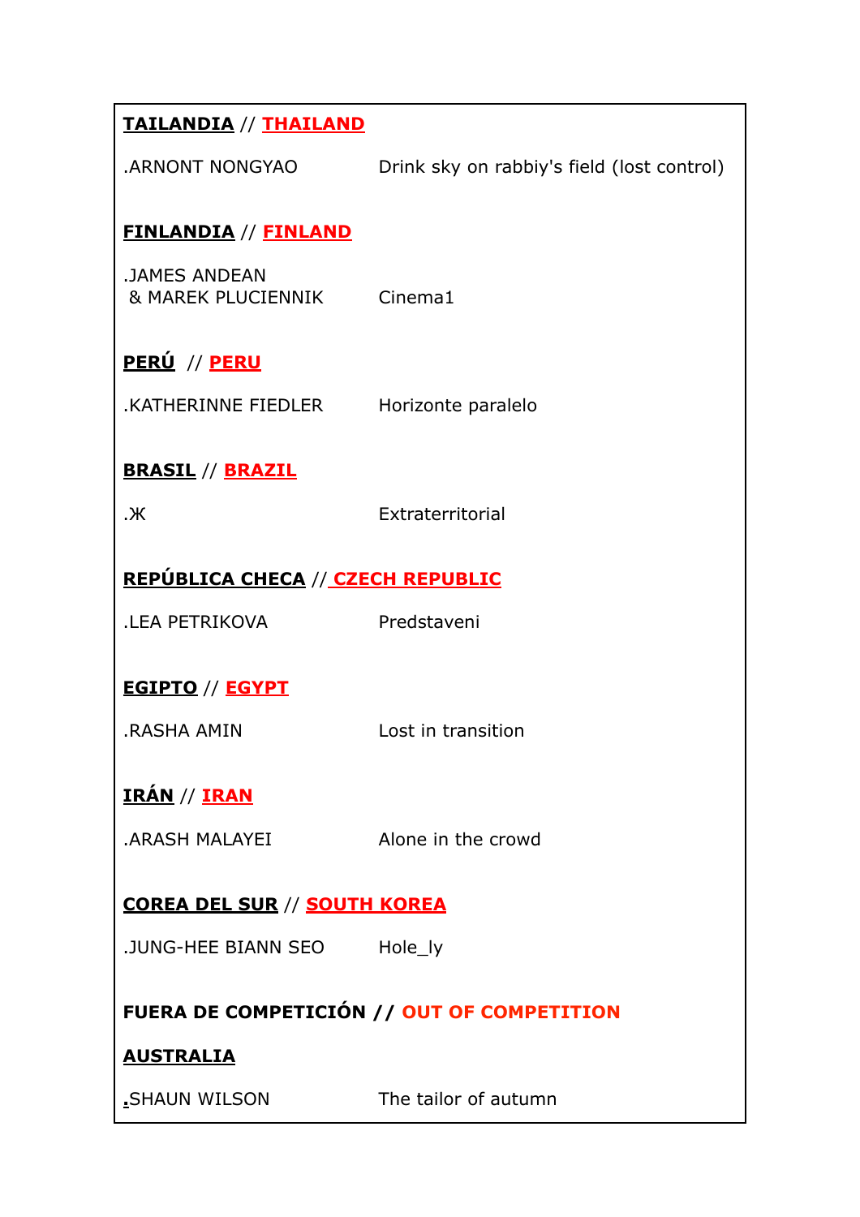**TAILANDIA** // **THAILAND**

| | |
|---|---|
| .ARNONT NONGYAO | Drink sky on rabbiy's field (lost control) |

**FINLANDIA** // **FINLAND**

| | |
|---|---|
| .JAMES ANDEAN & MAREK PLUCIENNIK | Cinema1 |

**PERÚ** // **PERU**

| | |
|---|---|
| .KATHERINNE FIEDLER | Horizonte paralelo |

**BRASIL** // **BRAZIL**

| | |
|---|---|
| .Ж | Extraterritorial |

**REPÚBLICA CHECA** // **CZECH REPUBLIC**

| | |
|---|---|
| .LEA PETRIKOVA | Predstaveni |

**EGIPTO** // **EGYPT**

| | |
|---|---|
| .RASHA AMIN | Lost in transition |

**IRÁN** // **IRAN**

| | |
|---|---|
| .ARASH MALAYEI | Alone in the crowd |

**COREA DEL SUR** // **SOUTH KOREA**

| | |
|---|---|
| .JUNG-HEE BIANN SEO | Hole_ly |

**FUERA DE COMPETICIÓN // OUT OF COMPETITION**

**AUSTRALIA**

| | |
|---|---|
| .SHAUN WILSON | The tailor of autumn |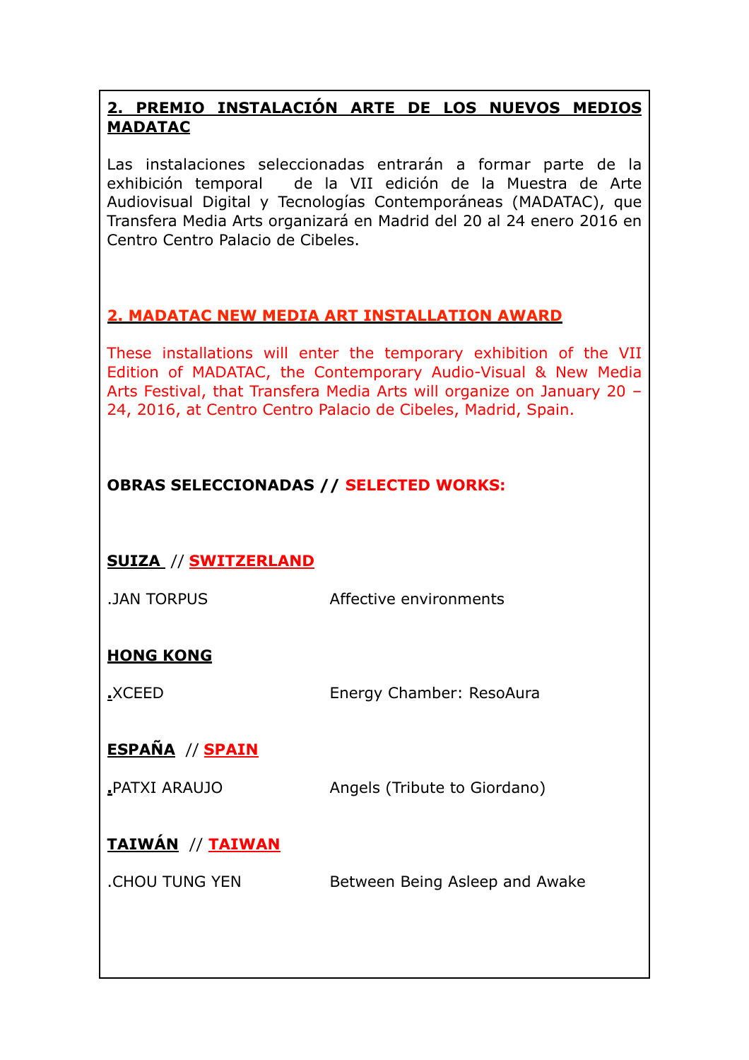## 2. PREMIO INSTALACIÓN ARTE DE LOS NUEVOS MEDIOS MADATAC

Las instalaciones seleccionadas entrarán a formar parte de la exhibición temporal de la VII edición de la Muestra de Arte Audiovisual Digital y Tecnologías Contemporáneas (MADATAC), que Transfera Media Arts organizará en Madrid del 20 al 24 enero 2016 en Centro Centro Palacio de Cibeles.

## 2. MADATAC NEW MEDIA ART INSTALLATION AWARD

These installations will enter the temporary exhibition of the VII Edition of MADATAC, the Contemporary Audio-Visual & New Media Arts Festival, that Transfera Media Arts will organize on January 20 – 24, 2016, at Centro Centro Palacio de Cibeles, Madrid, Spain.

**OBRAS SELECCIONADAS // SELECTED WORKS:**

**SUIZA // SWITZERLAND**

| | |
|---|---|
| .JAN TORPUS | Affective environments |

**HONG KONG**

| | |
|---|---|
| .XCEED | Energy Chamber: ResoAura |

**ESPAÑA // SPAIN**

| | |
|---|---|
| .PATXI ARAUJO | Angels (Tribute to Giordano) |

**TAIWÁN // TAIWAN**

| | |
|---|---|
| .CHOU TUNG YEN | Between Being Asleep and Awake |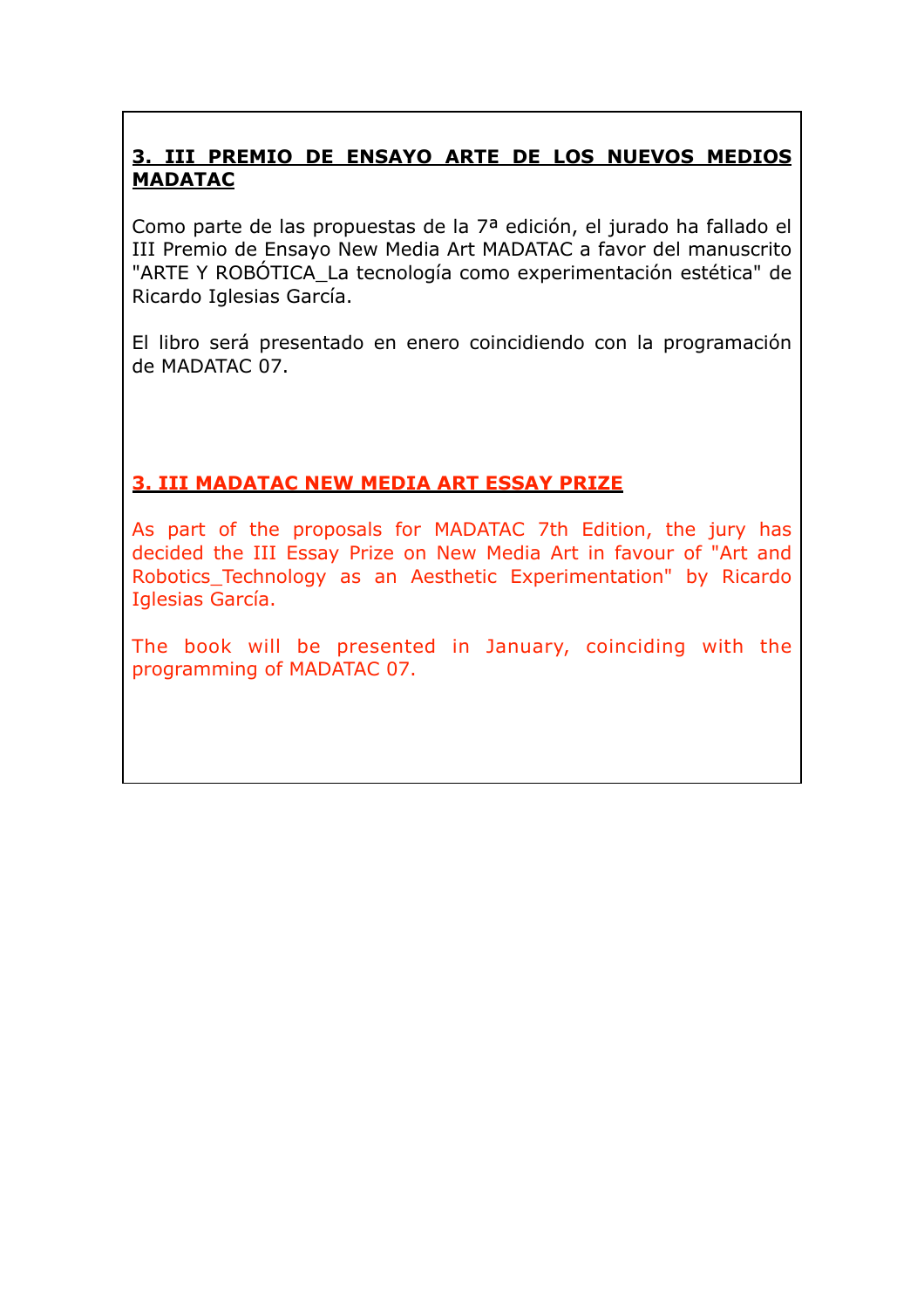## **3. III PREMIO DE ENSAYO ARTE DE LOS NUEVOS MEDIOS MADATAC**

Como parte de las propuestas de la 7ª edición, el jurado ha fallado el III Premio de Ensayo New Media Art MADATAC a favor del manuscrito "ARTE Y ROBÓTICA_La tecnología como experimentación estética" de Ricardo Iglesias García.

El libro será presentado en enero coincidiendo con la programación de MADATAC 07.

## **3. III MADATAC NEW MEDIA ART ESSAY PRIZE**

As part of the proposals for MADATAC 7th Edition, the jury has decided the III Essay Prize on New Media Art in favour of "Art and Robotics_Technology as an Aesthetic Experimentation" by Ricardo Iglesias García.

The book will be presented in January, coinciding with the programming of MADATAC 07.